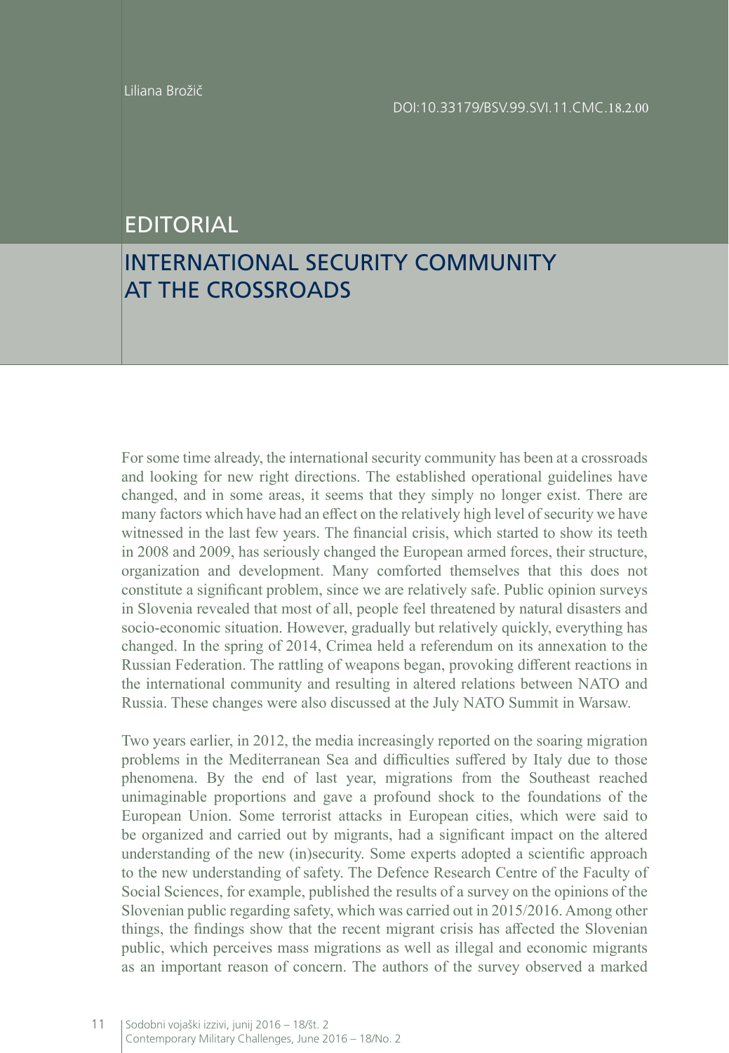Liliana Brožič

DOI:10.33179/BSV.99.SVI.11.CMC.18.2.00

# EDITORIAL

## INTERNATIONAL SECURITY COMMUNITY AT THE CROSSROADS

For some time already, the international security community has been at a crossroads and looking for new right directions. The established operational guidelines have changed, and in some areas, it seems that they simply no longer exist. There are many factors which have had an effect on the relatively high level of security we have witnessed in the last few years. The financial crisis, which started to show its teeth in 2008 and 2009, has seriously changed the European armed forces, their structure, organization and development. Many comforted themselves that this does not constitute a significant problem, since we are relatively safe. Public opinion surveys in Slovenia revealed that most of all, people feel threatened by natural disasters and socio-economic situation. However, gradually but relatively quickly, everything has changed. In the spring of 2014, Crimea held a referendum on its annexation to the Russian Federation. The rattling of weapons began, provoking different reactions in the international community and resulting in altered relations between NATO and Russia. These changes were also discussed at the July NATO Summit in Warsaw.

Two years earlier, in 2012, the media increasingly reported on the soaring migration problems in the Mediterranean Sea and difficulties suffered by Italy due to those phenomena. By the end of last year, migrations from the Southeast reached unimaginable proportions and gave a profound shock to the foundations of the European Union. Some terrorist attacks in European cities, which were said to be organized and carried out by migrants, had a significant impact on the altered understanding of the new (in)security. Some experts adopted a scientific approach to the new understanding of safety. The Defence Research Centre of the Faculty of Social Sciences, for example, published the results of a survey on the opinions of the Slovenian public regarding safety, which was carried out in 2015/2016. Among other things, the findings show that the recent migrant crisis has affected the Slovenian public, which perceives mass migrations as well as illegal and economic migrants as an important reason of concern. The authors of the survey observed a marked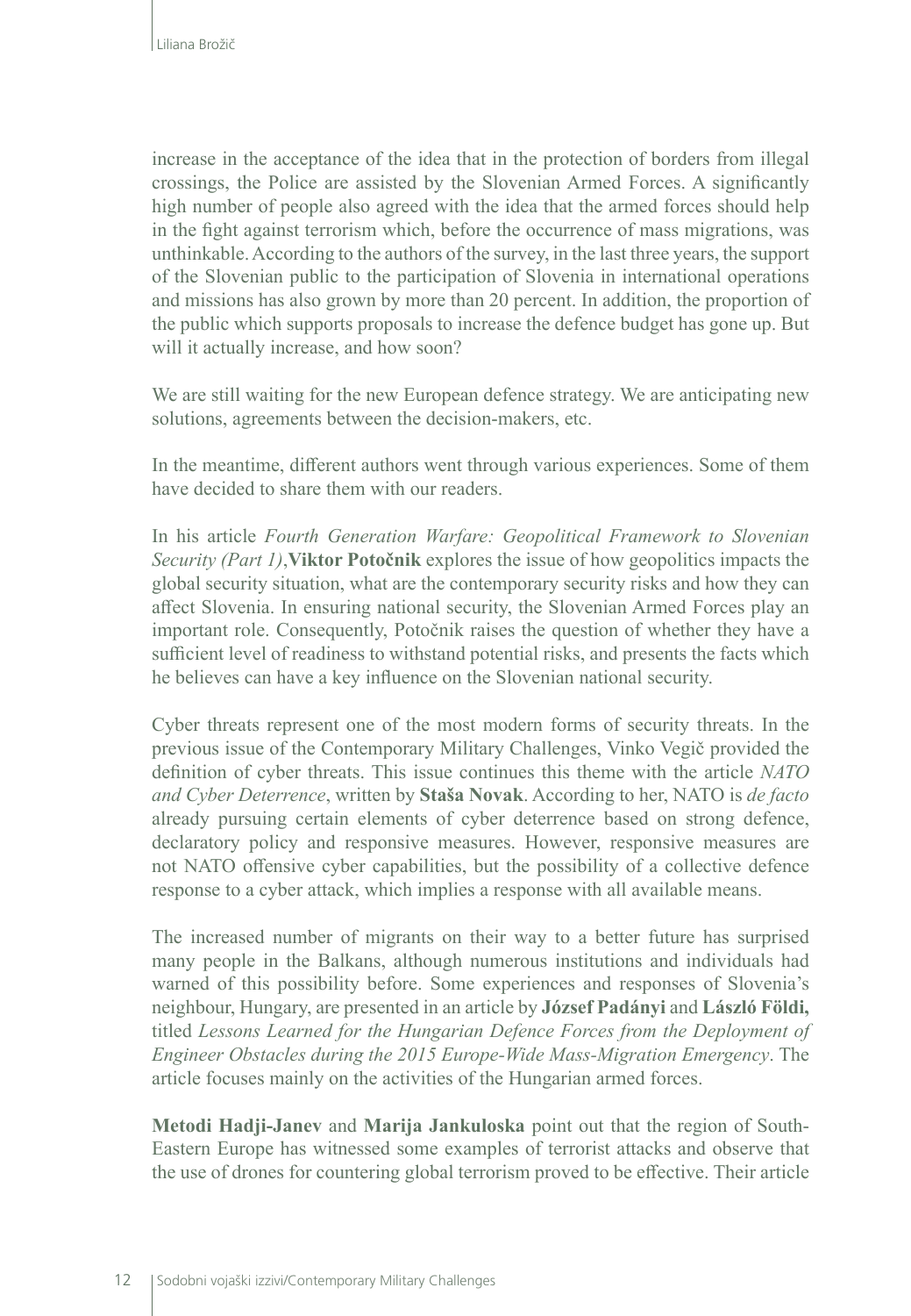increase in the acceptance of the idea that in the protection of borders from illegal crossings, the Police are assisted by the Slovenian Armed Forces. A significantly high number of people also agreed with the idea that the armed forces should help in the fight against terrorism which, before the occurrence of mass migrations, was unthinkable. According to the authors of the survey, in the last three years, the support of the Slovenian public to the participation of Slovenia in international operations and missions has also grown by more than 20 percent. In addition, the proportion of the public which supports proposals to increase the defence budget has gone up. But will it actually increase, and how soon?

We are still waiting for the new European defence strategy. We are anticipating new solutions, agreements between the decision-makers, etc.

In the meantime, different authors went through various experiences. Some of them have decided to share them with our readers.

In his article *Fourth Generation Warfare: Geopolitical Framework to Slovenian Security (Part 1)*,**Viktor Potočnik** explores the issue of how geopolitics impacts the global security situation, what are the contemporary security risks and how they can affect Slovenia. In ensuring national security, the Slovenian Armed Forces play an important role. Consequently, Potočnik raises the question of whether they have a sufficient level of readiness to withstand potential risks, and presents the facts which he believes can have a key influence on the Slovenian national security.

Cyber threats represent one of the most modern forms of security threats. In the previous issue of the Contemporary Military Challenges, Vinko Vegič provided the definition of cyber threats. This issue continues this theme with the article *NATO and Cyber Deterrence*, written by **Staša Novak**. According to her, NATO is *de facto* already pursuing certain elements of cyber deterrence based on strong defence, declaratory policy and responsive measures. However, responsive measures are not NATO offensive cyber capabilities, but the possibility of a collective defence response to a cyber attack, which implies a response with all available means.

The increased number of migrants on their way to a better future has surprised many people in the Balkans, although numerous institutions and individuals had warned of this possibility before. Some experiences and responses of Slovenia's neighbour, Hungary, are presented in an article by **József Padányi** and **László Földi,** titled *Lessons Learned for the Hungarian Defence Forces from the Deployment of Engineer Obstacles during the 2015 Europe-Wide Mass-Migration Emergency*. The article focuses mainly on the activities of the Hungarian armed forces.

**Metodi Hadji-Janev** and **Marija Jankuloska** point out that the region of South-Eastern Europe has witnessed some examples of terrorist attacks and observe that the use of drones for countering global terrorism proved to be effective. Their article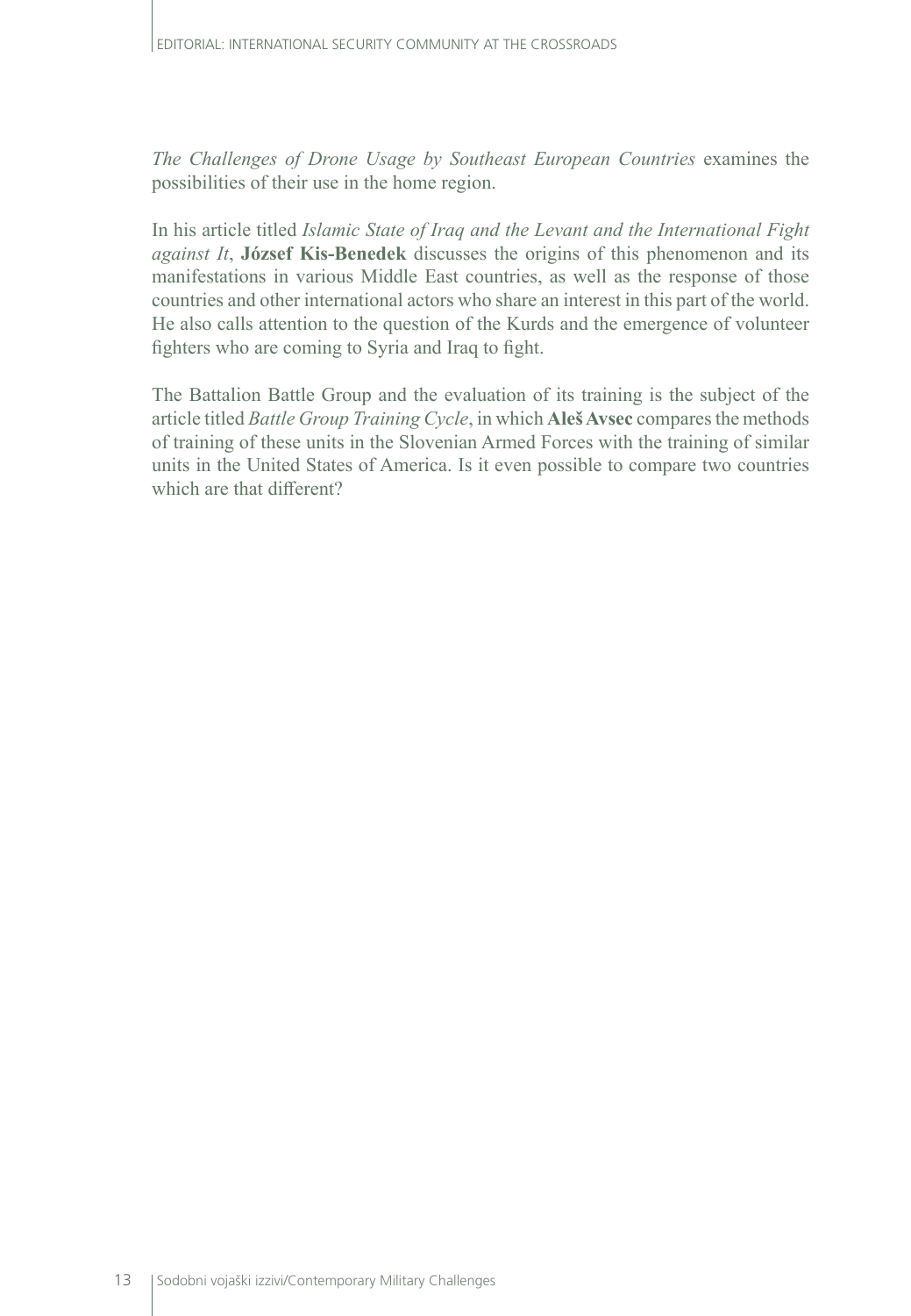*The Challenges of Drone Usage by Southeast European Countries* examines the possibilities of their use in the home region.

In his article titled *Islamic State of Iraq and the Levant and the International Fight against It*, **József Kis-Benedek** discusses the origins of this phenomenon and its manifestations in various Middle East countries, as well as the response of those countries and other international actors who share an interest in this part of the world. He also calls attention to the question of the Kurds and the emergence of volunteer fighters who are coming to Syria and Iraq to fight.

The Battalion Battle Group and the evaluation of its training is the subject of the article titled *Battle Group Training Cycle*, in which **Aleš Avsec** compares the methods of training of these units in the Slovenian Armed Forces with the training of similar units in the United States of America. Is it even possible to compare two countries which are that different?